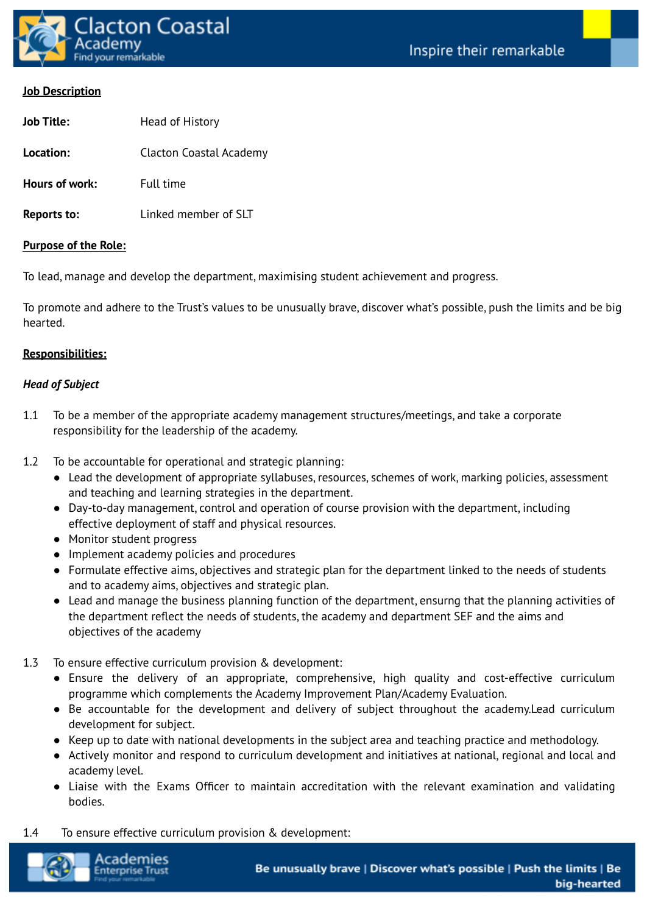**Job Description**

**Job Title:** Head of History

**Location:** Clacton Coastal Academy

**Hours of work:** Full time

**Reports to:** Linked member of SLT

**Purpose of the Role:**

To lead, manage and develop the department, maximising student achievement and progress.

To promote and adhere to the Trust's values to be unusually brave, discover what's possible, push the limits and be big hearted.

**Responsibilities:**

***Head of Subject***

1.1 To be a member of the appropriate academy management structures/meetings, and take a corporate responsibility for the leadership of the academy.

1.2 To be accountable for operational and strategic planning:
- Lead the development of appropriate syllabuses, resources, schemes of work, marking policies, assessment and teaching and learning strategies in the department.
- Day-to-day management, control and operation of course provision with the department, including effective deployment of staff and physical resources.
- Monitor student progress
- Implement academy policies and procedures
- Formulate effective aims, objectives and strategic plan for the department linked to the needs of students and to academy aims, objectives and strategic plan.
- Lead and manage the business planning function of the department, ensurng that the planning activities of the department reflect the needs of students, the academy and department SEF and the aims and objectives of the academy

1.3 To ensure effective curriculum provision & development:
- Ensure the delivery of an appropriate, comprehensive, high quality and cost-effective curriculum programme which complements the Academy Improvement Plan/Academy Evaluation.
- Be accountable for the development and delivery of subject throughout the academy.Lead curriculum development for subject.
- Keep up to date with national developments in the subject area and teaching practice and methodology.
- Actively monitor and respond to curriculum development and initiatives at national, regional and local and academy level.
- Liaise with the Exams Officer to maintain accreditation with the relevant examination and validating bodies.

1.4 To ensure effective curriculum provision & development: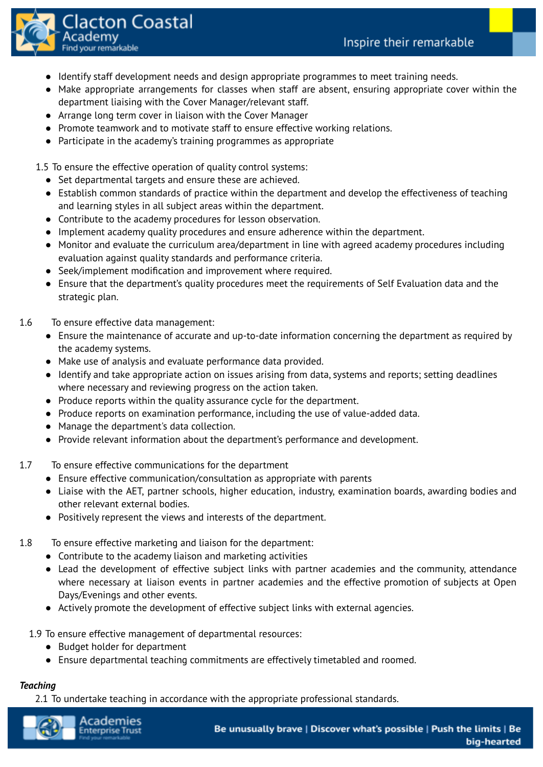- Identify staff development needs and design appropriate programmes to meet training needs.
- Make appropriate arrangements for classes when staff are absent, ensuring appropriate cover within the department liaising with the Cover Manager/relevant staff.
- Arrange long term cover in liaison with the Cover Manager
- Promote teamwork and to motivate staff to ensure effective working relations.
- Participate in the academy's training programmes as appropriate

1.5 To ensure the effective operation of quality control systems:

- Set departmental targets and ensure these are achieved.
- Establish common standards of practice within the department and develop the effectiveness of teaching and learning styles in all subject areas within the department.
- Contribute to the academy procedures for lesson observation.
- Implement academy quality procedures and ensure adherence within the department.
- Monitor and evaluate the curriculum area/department in line with agreed academy procedures including evaluation against quality standards and performance criteria.
- Seek/implement modification and improvement where required.
- Ensure that the department's quality procedures meet the requirements of Self Evaluation data and the strategic plan.

1.6 To ensure effective data management:

- Ensure the maintenance of accurate and up-to-date information concerning the department as required by the academy systems.
- Make use of analysis and evaluate performance data provided.
- Identify and take appropriate action on issues arising from data, systems and reports; setting deadlines where necessary and reviewing progress on the action taken.
- Produce reports within the quality assurance cycle for the department.
- Produce reports on examination performance, including the use of value-added data.
- Manage the department's data collection.
- Provide relevant information about the department's performance and development.

1.7 To ensure effective communications for the department

- Ensure effective communication/consultation as appropriate with parents
- Liaise with the AET, partner schools, higher education, industry, examination boards, awarding bodies and other relevant external bodies.
- Positively represent the views and interests of the department.

1.8 To ensure effective marketing and liaison for the department:

- Contribute to the academy liaison and marketing activities
- Lead the development of effective subject links with partner academies and the community, attendance where necessary at liaison events in partner academies and the effective promotion of subjects at Open Days/Evenings and other events.
- Actively promote the development of effective subject links with external agencies.

1.9 To ensure effective management of departmental resources:

- Budget holder for department
- Ensure departmental teaching commitments are effectively timetabled and roomed.

***Teaching***

2.1 To undertake teaching in accordance with the appropriate professional standards.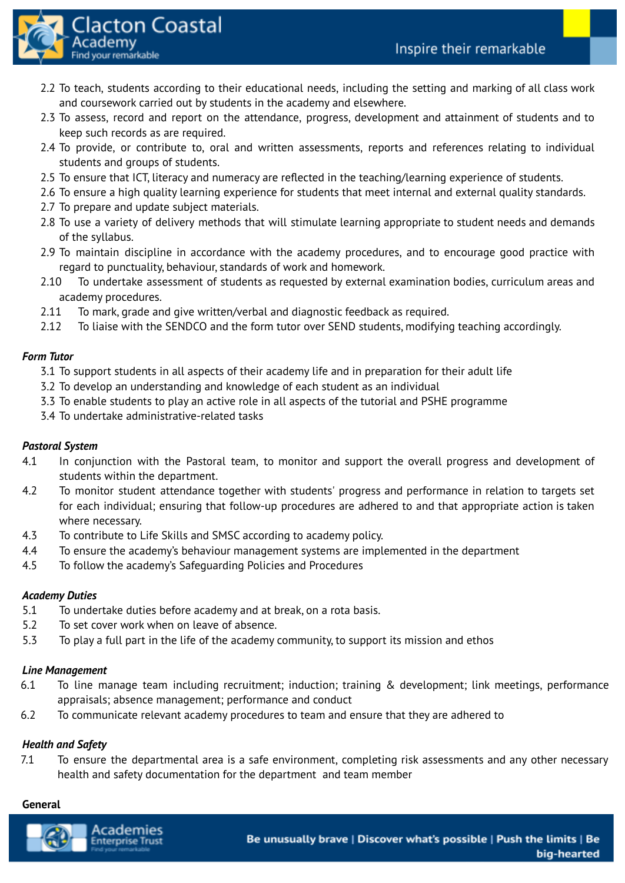2.2 To teach, students according to their educational needs, including the setting and marking of all class work and coursework carried out by students in the academy and elsewhere.
2.3 To assess, record and report on the attendance, progress, development and attainment of students and to keep such records as are required.
2.4 To provide, or contribute to, oral and written assessments, reports and references relating to individual students and groups of students.
2.5 To ensure that ICT, literacy and numeracy are reflected in the teaching/learning experience of students.
2.6 To ensure a high quality learning experience for students that meet internal and external quality standards.
2.7 To prepare and update subject materials.
2.8 To use a variety of delivery methods that will stimulate learning appropriate to student needs and demands of the syllabus.
2.9 To maintain discipline in accordance with the academy procedures, and to encourage good practice with regard to punctuality, behaviour, standards of work and homework.
2.10 To undertake assessment of students as requested by external examination bodies, curriculum areas and academy procedures.
2.11 To mark, grade and give written/verbal and diagnostic feedback as required.
2.12 To liaise with the SENDCO and the form tutor over SEND students, modifying teaching accordingly.

***Form Tutor***

3.1 To support students in all aspects of their academy life and in preparation for their adult life
3.2 To develop an understanding and knowledge of each student as an individual
3.3 To enable students to play an active role in all aspects of the tutorial and PSHE programme
3.4 To undertake administrative-related tasks

***Pastoral System***

4.1 In conjunction with the Pastoral team, to monitor and support the overall progress and development of students within the department.
4.2 To monitor student attendance together with students' progress and performance in relation to targets set for each individual; ensuring that follow-up procedures are adhered to and that appropriate action is taken where necessary.
4.3 To contribute to Life Skills and SMSC according to academy policy.
4.4 To ensure the academy's behaviour management systems are implemented in the department
4.5 To follow the academy's Safeguarding Policies and Procedures

***Academy Duties***

5.1 To undertake duties before academy and at break, on a rota basis.
5.2 To set cover work when on leave of absence.
5.3 To play a full part in the life of the academy community, to support its mission and ethos

***Line Management***

6.1 To line manage team including recruitment; induction; training & development; link meetings, performance appraisals; absence management; performance and conduct
6.2 To communicate relevant academy procedures to team and ensure that they are adhered to

***Health and Safety***

7.1 To ensure the departmental area is a safe environment, completing risk assessments and any other necessary health and safety documentation for the department and team member

**General**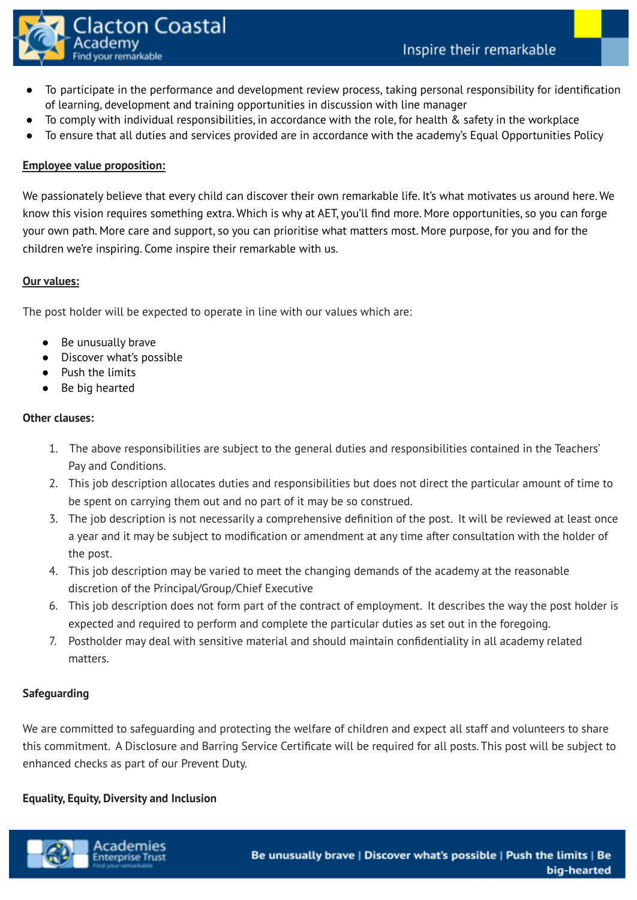- To participate in the performance and development review process, taking personal responsibility for identification of learning, development and training opportunities in discussion with line manager
- To comply with individual responsibilities, in accordance with the role, for health & safety in the workplace
- To ensure that all duties and services provided are in accordance with the academy's Equal Opportunities Policy

**Employee value proposition:**

We passionately believe that every child can discover their own remarkable life. It's what motivates us around here. We know this vision requires something extra. Which is why at AET, you'll find more. More opportunities, so you can forge your own path. More care and support, so you can prioritise what matters most. More purpose, for you and for the children we're inspiring. Come inspire their remarkable with us.

**Our values:**

The post holder will be expected to operate in line with our values which are:

- Be unusually brave
- Discover what's possible
- Push the limits
- Be big hearted

**Other clauses:**

1. The above responsibilities are subject to the general duties and responsibilities contained in the Teachers' Pay and Conditions.
2. This job description allocates duties and responsibilities but does not direct the particular amount of time to be spent on carrying them out and no part of it may be so construed.
3. The job description is not necessarily a comprehensive definition of the post. It will be reviewed at least once a year and it may be subject to modification or amendment at any time after consultation with the holder of the post.
4. This job description may be varied to meet the changing demands of the academy at the reasonable discretion of the Principal/Group/Chief Executive
6. This job description does not form part of the contract of employment. It describes the way the post holder is expected and required to perform and complete the particular duties as set out in the foregoing.
7. Postholder may deal with sensitive material and should maintain confidentiality in all academy related matters.

**Safeguarding**

We are committed to safeguarding and protecting the welfare of children and expect all staff and volunteers to share this commitment. A Disclosure and Barring Service Certificate will be required for all posts. This post will be subject to enhanced checks as part of our Prevent Duty.

**Equality, Equity, Diversity and Inclusion**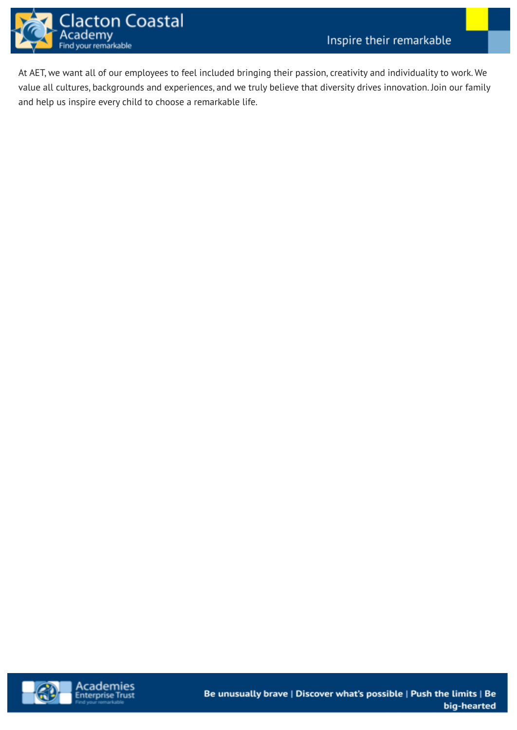At AET, we want all of our employees to feel included bringing their passion, creativity and individuality to work. We value all cultures, backgrounds and experiences, and we truly believe that diversity drives innovation. Join our family and help us inspire every child to choose a remarkable life.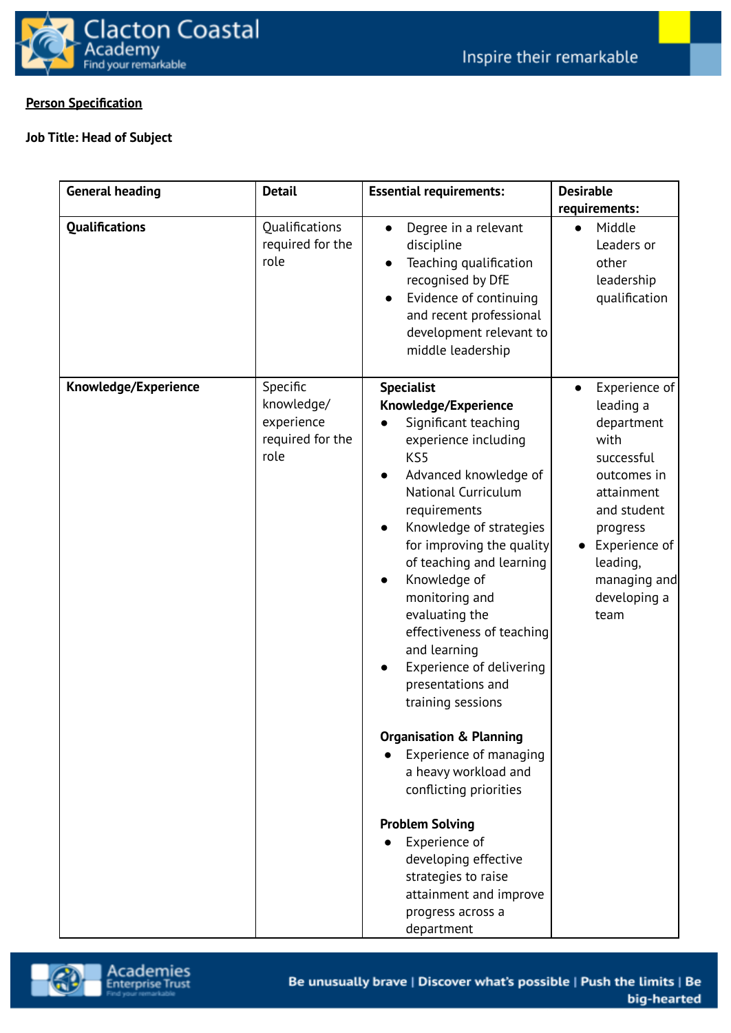**Person Specification**

**Job Title: Head of Subject**

| General heading | Detail | Essential requirements: | Desirable requirements: |
|---|---|---|---|
| **Qualifications** | Qualifications required for the role | • Degree in a relevant discipline<br>• Teaching qualification recognised by DfE<br>• Evidence of continuing and recent professional development relevant to middle leadership | • Middle Leaders or other leadership qualification |
| **Knowledge/Experience** | Specific knowledge/ experience required for the role | **Specialist Knowledge/Experience**<br>• Significant teaching experience including KS5<br>• Advanced knowledge of National Curriculum requirements<br>• Knowledge of strategies for improving the quality of teaching and learning<br>• Knowledge of monitoring and evaluating the effectiveness of teaching and learning<br>• Experience of delivering presentations and training sessions<br><br>**Organisation & Planning**<br>• Experience of managing a heavy workload and conflicting priorities<br><br>**Problem Solving**<br>• Experience of developing effective strategies to raise attainment and improve progress across a department | • Experience of leading a department with successful outcomes in attainment and student progress<br>• Experience of leading, managing and developing a team |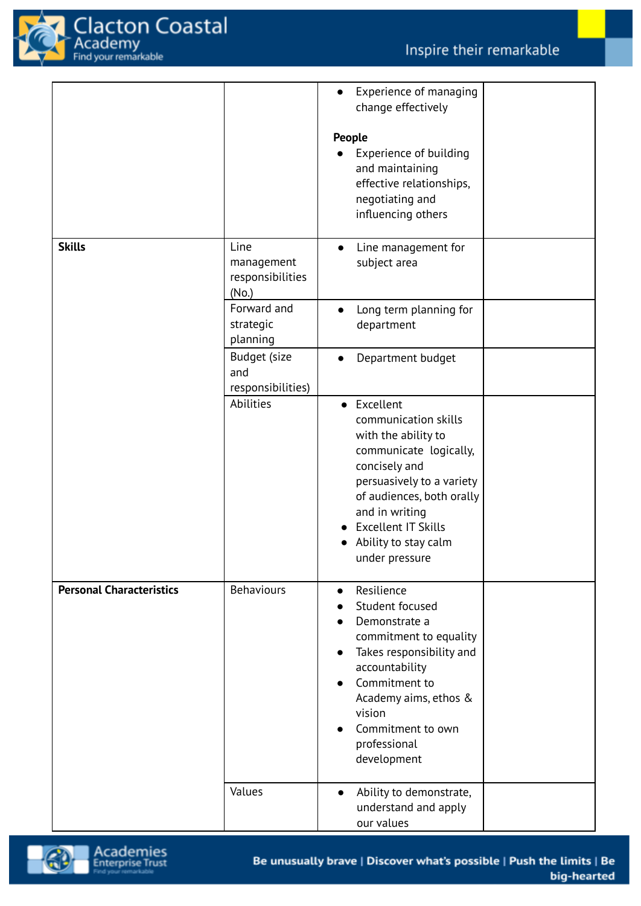| | | | |
|---|---|---|---|
| | | • Experience of managing change effectively<br><br>**People**<br>• Experience of building and maintaining effective relationships, negotiating and influencing others | |
| **Skills** | Line management responsibilities (No.) | • Line management for subject area | |
| | Forward and strategic planning | • Long term planning for department | |
| | Budget (size and responsibilities) | • Department budget | |
| | Abilities | • Excellent communication skills with the ability to communicate logically, concisely and persuasively to a variety of audiences, both orally and in writing<br>• Excellent IT Skills<br>• Ability to stay calm under pressure | |
| **Personal Characteristics** | Behaviours | • Resilience<br>• Student focused<br>• Demonstrate a commitment to equality<br>• Takes responsibility and accountability<br>• Commitment to Academy aims, ethos & vision<br>• Commitment to own professional development | |
| | Values | • Ability to demonstrate, understand and apply our values | |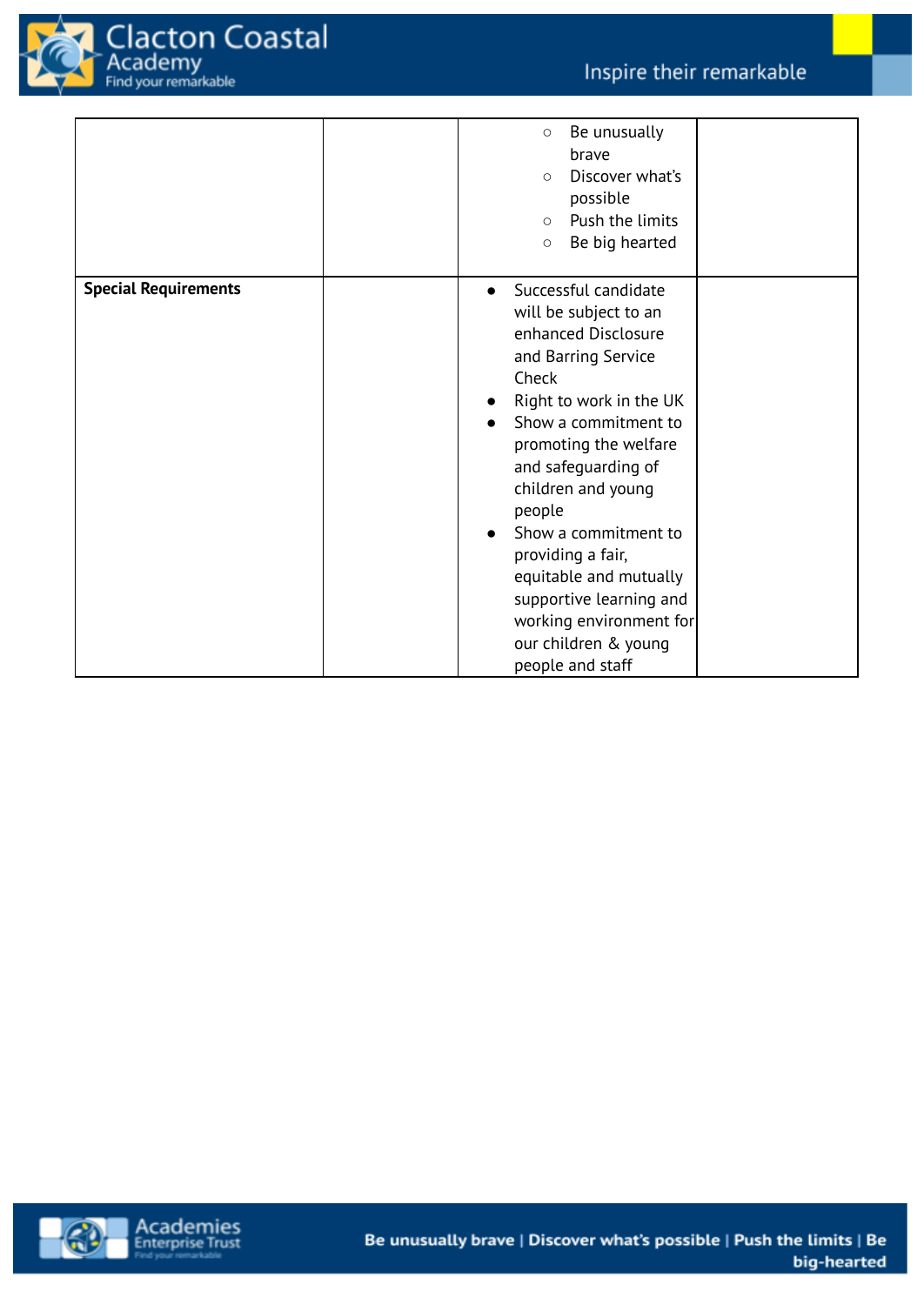| | | | |
|---|---|---|---|
| | | ○ Be unusually brave<br>○ Discover what's possible<br>○ Push the limits<br>○ Be big hearted | |
| **Special Requirements** | | ● Successful candidate will be subject to an enhanced Disclosure and Barring Service Check<br>● Right to work in the UK<br>● Show a commitment to promoting the welfare and safeguarding of children and young people<br>● Show a commitment to providing a fair, equitable and mutually supportive learning and working environment for our children & young people and staff | |